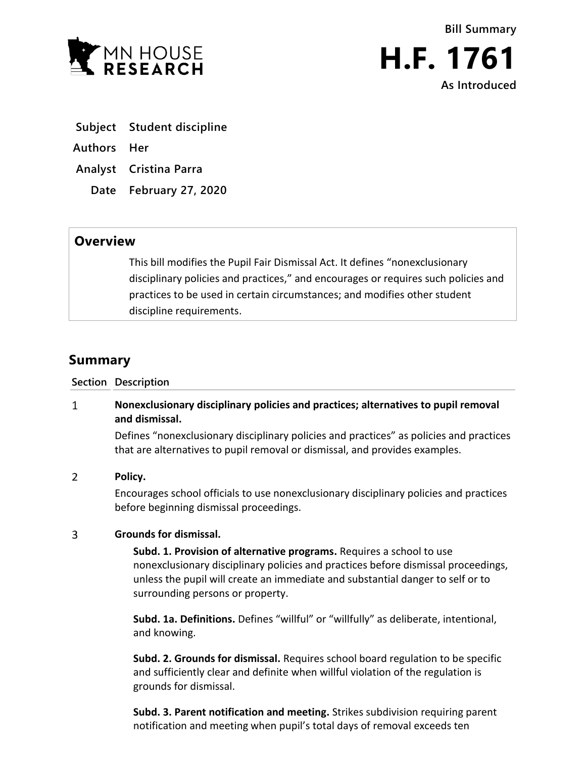MN HOUSE RESEARCH

**Bill Summary**

# H.F. 1761

**As Introduced**

| | |
|---|---|
| **Subject** | **Student discipline** |
| **Authors** | **Her** |
| **Analyst** | **Cristina Parra** |
| **Date** | **February 27, 2020** |

## Overview

This bill modifies the Pupil Fair Dismissal Act. It defines "nonexclusionary disciplinary policies and practices," and encourages or requires such policies and practices to be used in certain circumstances; and modifies other student discipline requirements.

## Summary

| Section | Description |
|---|---|
| 1 | **Nonexclusionary disciplinary policies and practices; alternatives to pupil removal and dismissal.** Defines "nonexclusionary disciplinary policies and practices" as policies and practices that are alternatives to pupil removal or dismissal, and provides examples. |
| 2 | **Policy.** Encourages school officials to use nonexclusionary disciplinary policies and practices before beginning dismissal proceedings. |
| 3 | **Grounds for dismissal.** **Subd. 1. Provision of alternative programs.** Requires a school to use nonexclusionary disciplinary policies and practices before dismissal proceedings, unless the pupil will create an immediate and substantial danger to self or to surrounding persons or property. **Subd. 1a. Definitions.** Defines "willful" or "willfully" as deliberate, intentional, and knowing. **Subd. 2. Grounds for dismissal.** Requires school board regulation to be specific and sufficiently clear and definite when willful violation of the regulation is grounds for dismissal. **Subd. 3. Parent notification and meeting.** Strikes subdivision requiring parent notification and meeting when pupil's total days of removal exceeds ten |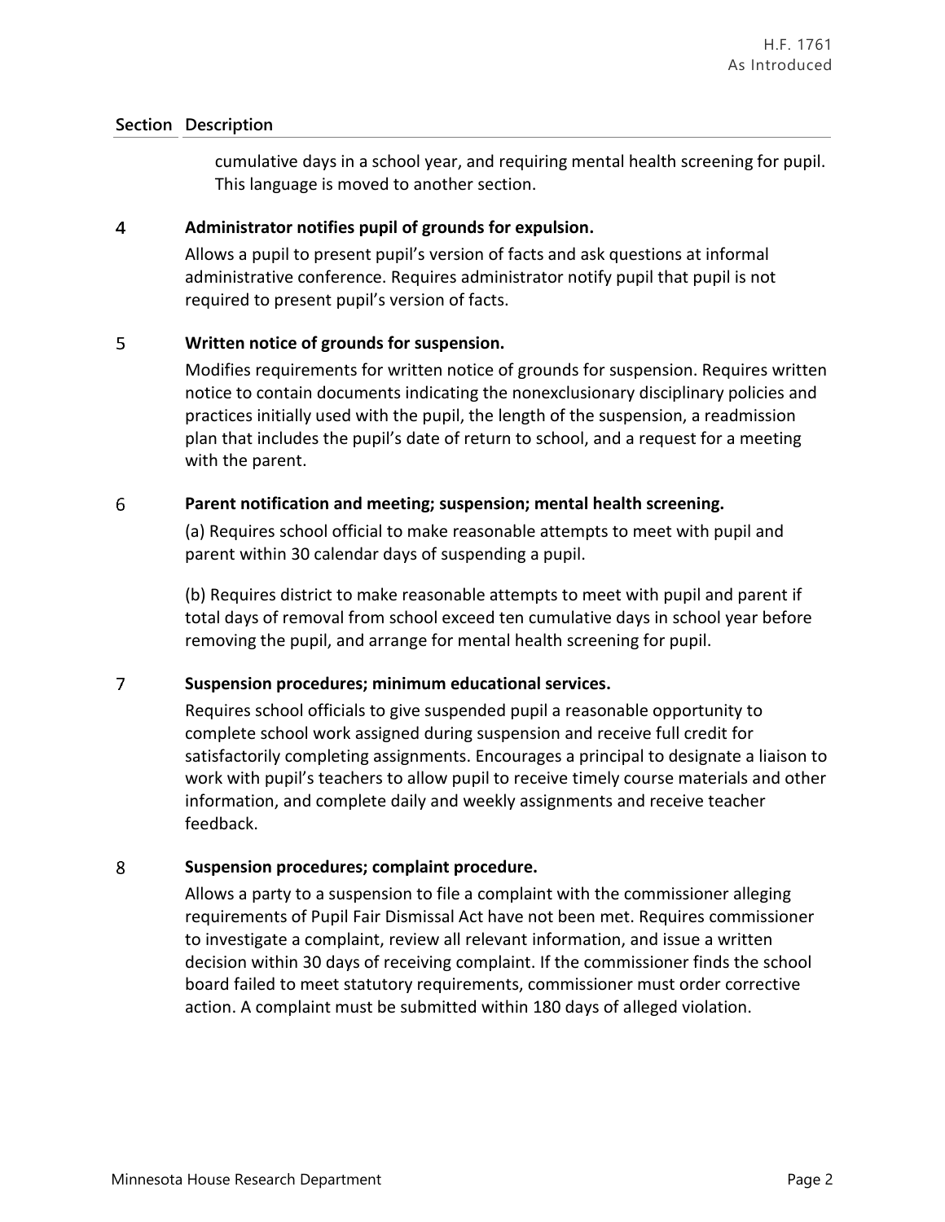| Section | Description |
|---|---|
| | cumulative days in a school year, and requiring mental health screening for pupil. This language is moved to another section. |
| 4 | **Administrator notifies pupil of grounds for expulsion.**<br>Allows a pupil to present pupil's version of facts and ask questions at informal administrative conference. Requires administrator notify pupil that pupil is not required to present pupil's version of facts. |
| 5 | **Written notice of grounds for suspension.**<br>Modifies requirements for written notice of grounds for suspension. Requires written notice to contain documents indicating the nonexclusionary disciplinary policies and practices initially used with the pupil, the length of the suspension, a readmission plan that includes the pupil's date of return to school, and a request for a meeting with the parent. |
| 6 | **Parent notification and meeting; suspension; mental health screening.**<br>(a) Requires school official to make reasonable attempts to meet with pupil and parent within 30 calendar days of suspending a pupil.<br><br>(b) Requires district to make reasonable attempts to meet with pupil and parent if total days of removal from school exceed ten cumulative days in school year before removing the pupil, and arrange for mental health screening for pupil. |
| 7 | **Suspension procedures; minimum educational services.**<br>Requires school officials to give suspended pupil a reasonable opportunity to complete school work assigned during suspension and receive full credit for satisfactorily completing assignments. Encourages a principal to designate a liaison to work with pupil's teachers to allow pupil to receive timely course materials and other information, and complete daily and weekly assignments and receive teacher feedback. |
| 8 | **Suspension procedures; complaint procedure.**<br>Allows a party to a suspension to file a complaint with the commissioner alleging requirements of Pupil Fair Dismissal Act have not been met. Requires commissioner to investigate a complaint, review all relevant information, and issue a written decision within 30 days of receiving complaint. If the commissioner finds the school board failed to meet statutory requirements, commissioner must order corrective action. A complaint must be submitted within 180 days of alleged violation. |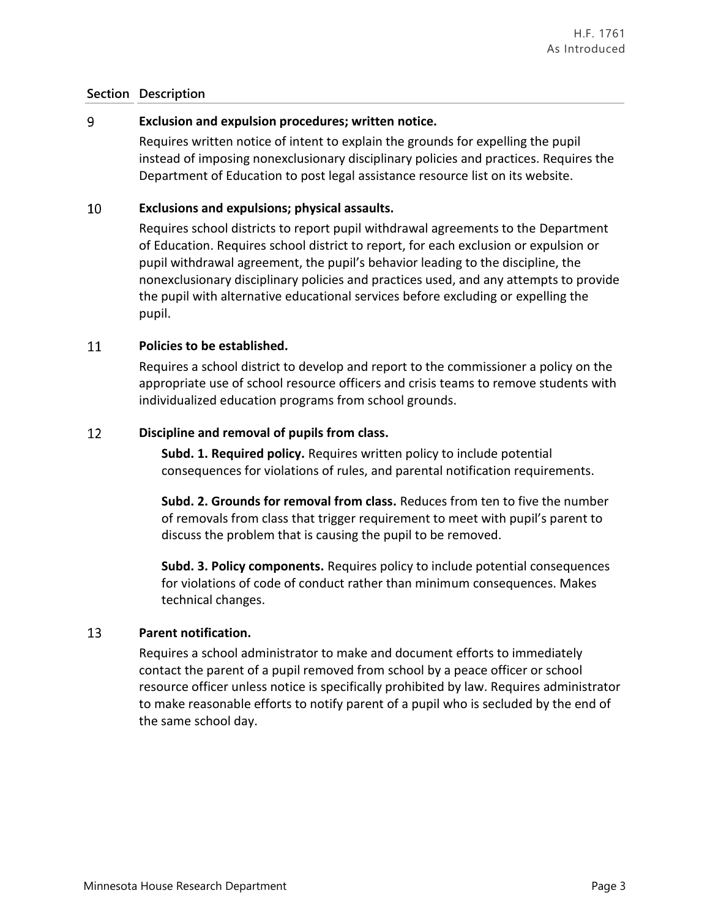| Section | Description |
|---|---|
| 9 | **Exclusion and expulsion procedures; written notice.**<br>Requires written notice of intent to explain the grounds for expelling the pupil instead of imposing nonexclusionary disciplinary policies and practices. Requires the Department of Education to post legal assistance resource list on its website. |
| 10 | **Exclusions and expulsions; physical assaults.**<br>Requires school districts to report pupil withdrawal agreements to the Department of Education. Requires school district to report, for each exclusion or expulsion or pupil withdrawal agreement, the pupil's behavior leading to the discipline, the nonexclusionary disciplinary policies and practices used, and any attempts to provide the pupil with alternative educational services before excluding or expelling the pupil. |
| 11 | **Policies to be established.**<br>Requires a school district to develop and report to the commissioner a policy on the appropriate use of school resource officers and crisis teams to remove students with individualized education programs from school grounds. |
| 12 | **Discipline and removal of pupils from class.**<br>**Subd. 1. Required policy.** Requires written policy to include potential consequences for violations of rules, and parental notification requirements.<br>**Subd. 2. Grounds for removal from class.** Reduces from ten to five the number of removals from class that trigger requirement to meet with pupil's parent to discuss the problem that is causing the pupil to be removed.<br>**Subd. 3. Policy components.** Requires policy to include potential consequences for violations of code of conduct rather than minimum consequences. Makes technical changes. |
| 13 | **Parent notification.**<br>Requires a school administrator to make and document efforts to immediately contact the parent of a pupil removed from school by a peace officer or school resource officer unless notice is specifically prohibited by law. Requires administrator to make reasonable efforts to notify parent of a pupil who is secluded by the end of the same school day. |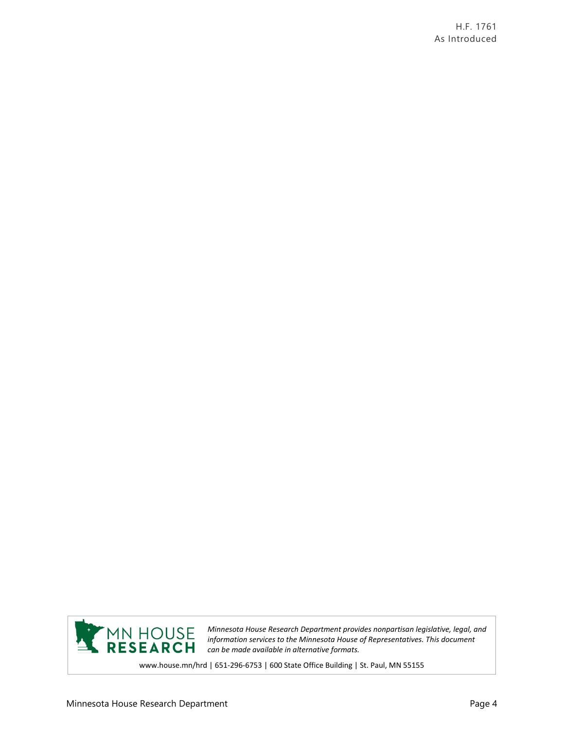MN HOUSE RESEARCH

*Minnesota House Research Department provides nonpartisan legislative, legal, and information services to the Minnesota House of Representatives. This document can be made available in alternative formats.*

www.house.mn/hrd | 651-296-6753 | 600 State Office Building | St. Paul, MN 55155